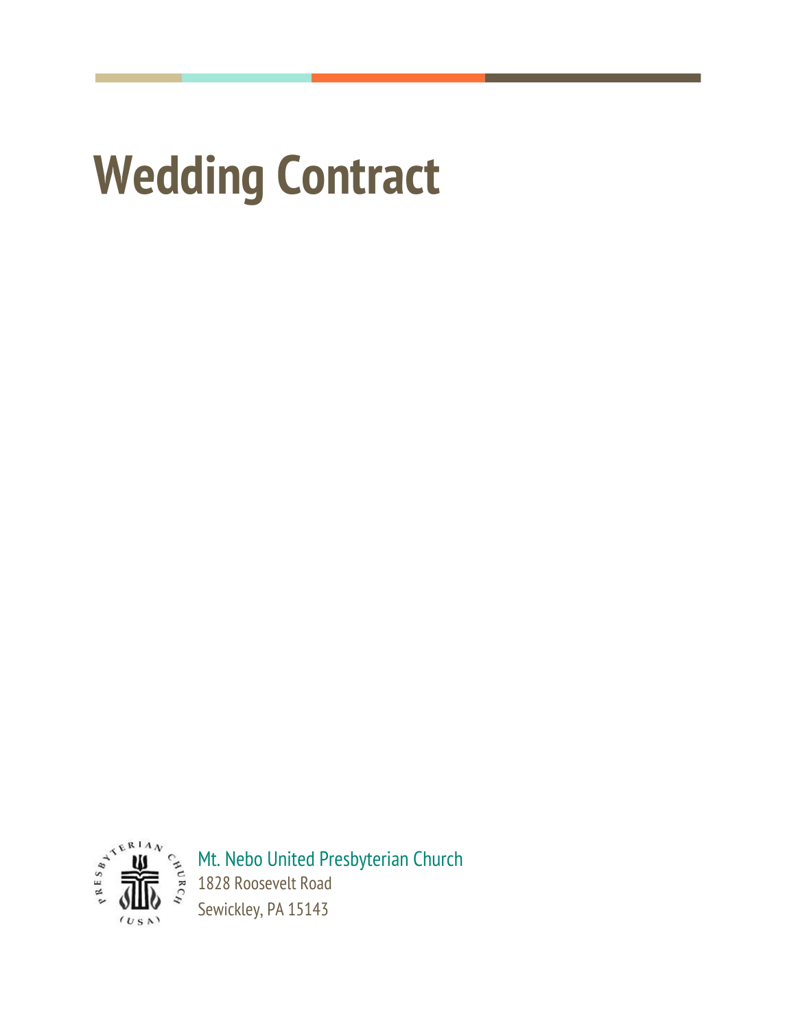# Wedding Contract

Mt. Nebo United Presbyterian Church
1828 Roosevelt Road
Sewickley, PA 15143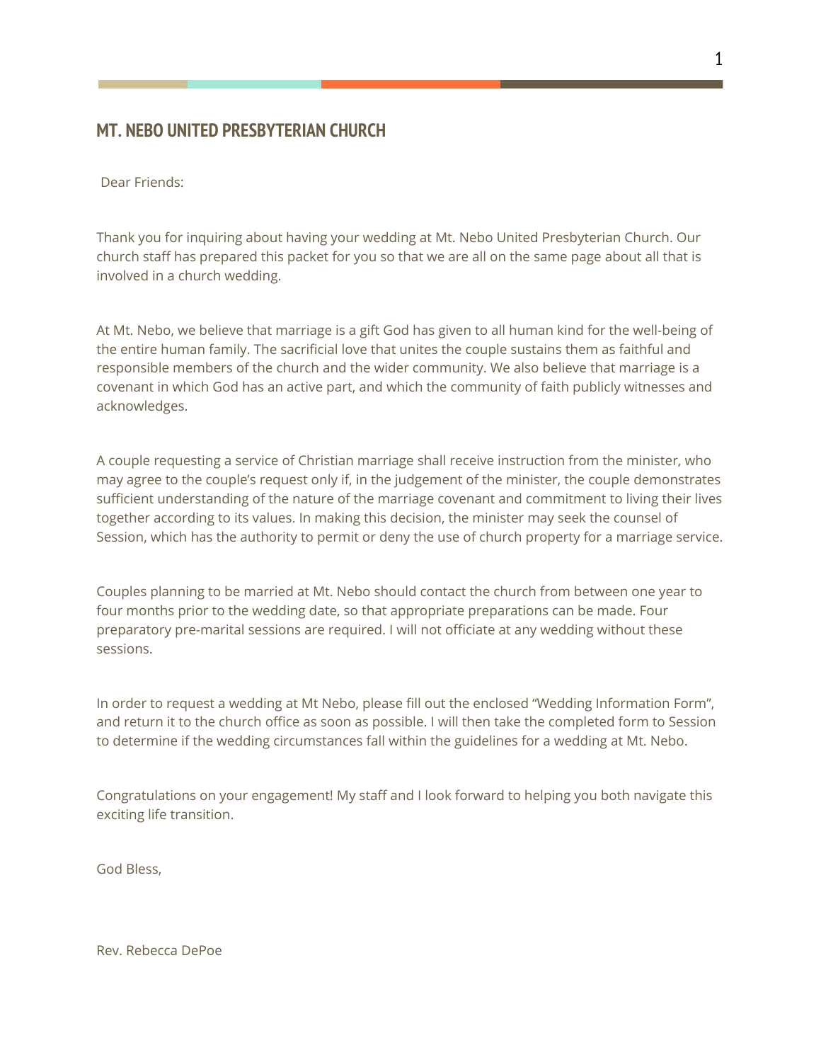## MT. NEBO UNITED PRESBYTERIAN CHURCH

Dear Friends:

Thank you for inquiring about having your wedding at Mt. Nebo United Presbyterian Church. Our church staff has prepared this packet for you so that we are all on the same page about all that is involved in a church wedding.

At Mt. Nebo, we believe that marriage is a gift God has given to all human kind for the well-being of the entire human family. The sacrificial love that unites the couple sustains them as faithful and responsible members of the church and the wider community. We also believe that marriage is a covenant in which God has an active part, and which the community of faith publicly witnesses and acknowledges.

A couple requesting a service of Christian marriage shall receive instruction from the minister, who may agree to the couple's request only if, in the judgement of the minister, the couple demonstrates sufficient understanding of the nature of the marriage covenant and commitment to living their lives together according to its values. In making this decision, the minister may seek the counsel of Session, which has the authority to permit or deny the use of church property for a marriage service.

Couples planning to be married at Mt. Nebo should contact the church from between one year to four months prior to the wedding date, so that appropriate preparations can be made. Four preparatory pre-marital sessions are required. I will not officiate at any wedding without these sessions.

In order to request a wedding at Mt Nebo, please fill out the enclosed "Wedding Information Form", and return it to the church office as soon as possible. I will then take the completed form to Session to determine if the wedding circumstances fall within the guidelines for a wedding at Mt. Nebo.

Congratulations on your engagement! My staff and I look forward to helping you both navigate this exciting life transition.

God Bless,

Rev. Rebecca DePoe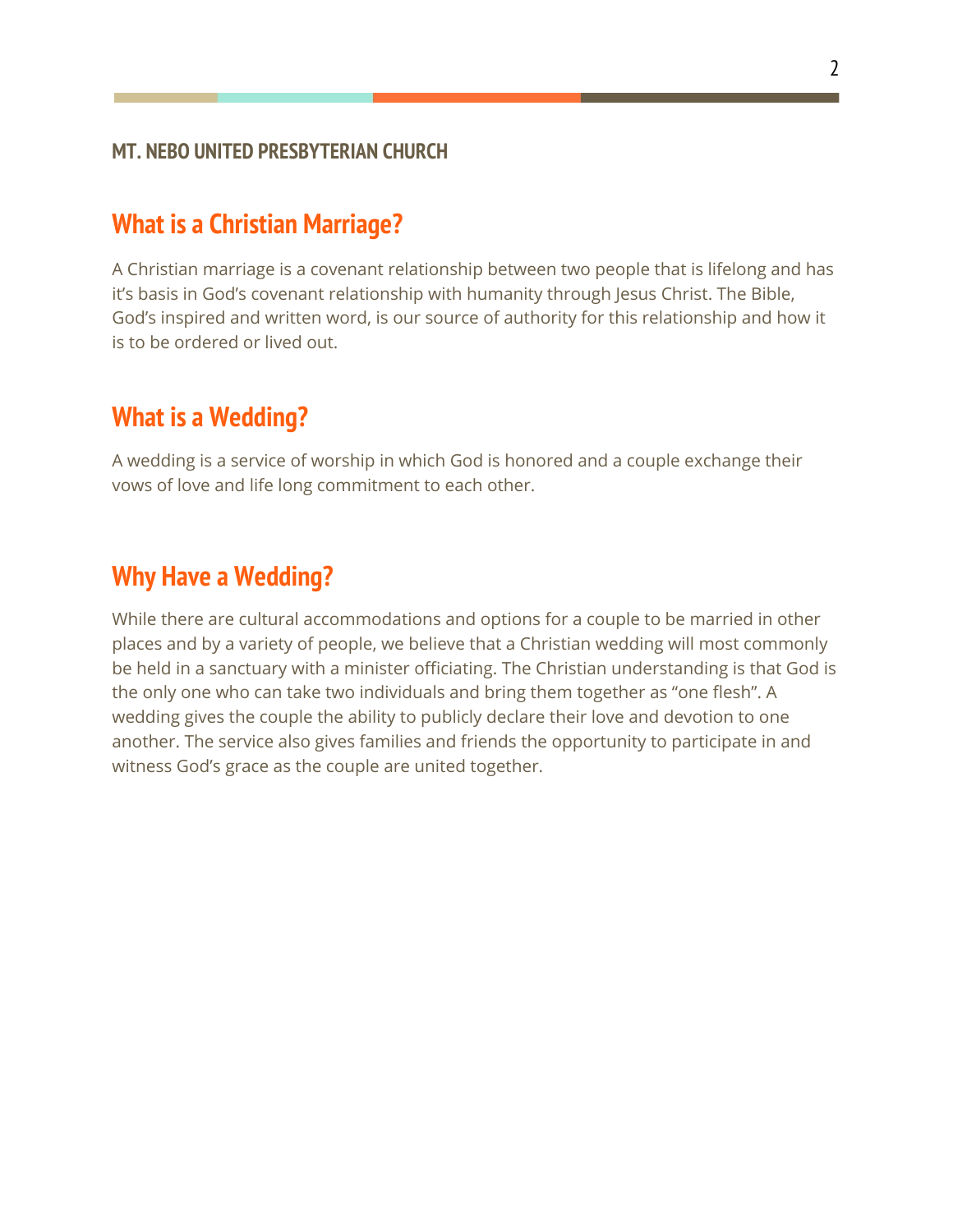**MT. NEBO UNITED PRESBYTERIAN CHURCH**

## What is a Christian Marriage?

A Christian marriage is a covenant relationship between two people that is lifelong and has it's basis in God's covenant relationship with humanity through Jesus Christ. The Bible, God's inspired and written word, is our source of authority for this relationship and how it is to be ordered or lived out.

## What is a Wedding?

A wedding is a service of worship in which God is honored and a couple exchange their vows of love and life long commitment to each other.

## Why Have a Wedding?

While there are cultural accommodations and options for a couple to be married in other places and by a variety of people, we believe that a Christian wedding will most commonly be held in a sanctuary with a minister officiating. The Christian understanding is that God is the only one who can take two individuals and bring them together as "one flesh". A wedding gives the couple the ability to publicly declare their love and devotion to one another. The service also gives families and friends the opportunity to participate in and witness God's grace as the couple are united together.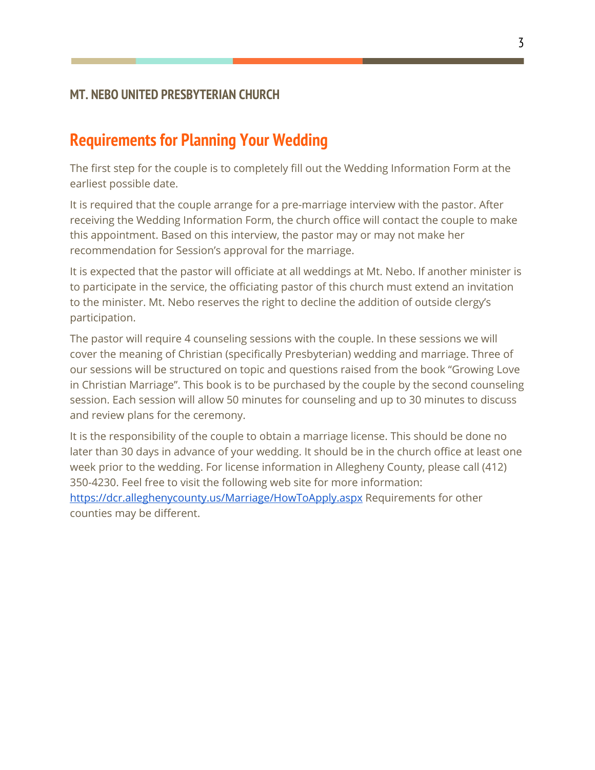**MT. NEBO UNITED PRESBYTERIAN CHURCH**

## Requirements for Planning Your Wedding

The first step for the couple is to completely fill out the Wedding Information Form at the earliest possible date.

It is required that the couple arrange for a pre-marriage interview with the pastor. After receiving the Wedding Information Form, the church office will contact the couple to make this appointment. Based on this interview, the pastor may or may not make her recommendation for Session's approval for the marriage.

It is expected that the pastor will officiate at all weddings at Mt. Nebo. If another minister is to participate in the service, the officiating pastor of this church must extend an invitation to the minister. Mt. Nebo reserves the right to decline the addition of outside clergy's participation.

The pastor will require 4 counseling sessions with the couple. In these sessions we will cover the meaning of Christian (specifically Presbyterian) wedding and marriage. Three of our sessions will be structured on topic and questions raised from the book "Growing Love in Christian Marriage". This book is to be purchased by the couple by the second counseling session. Each session will allow 50 minutes for counseling and up to 30 minutes to discuss and review plans for the ceremony.

It is the responsibility of the couple to obtain a marriage license. This should be done no later than 30 days in advance of your wedding. It should be in the church office at least one week prior to the wedding. For license information in Allegheny County, please call (412) 350-4230. Feel free to visit the following web site for more information: [https://dcr.alleghenycounty.us/Marriage/HowToApply.aspx](https://dcr.alleghenycounty.us/Marriage/HowToApply.aspx) Requirements for other counties may be different.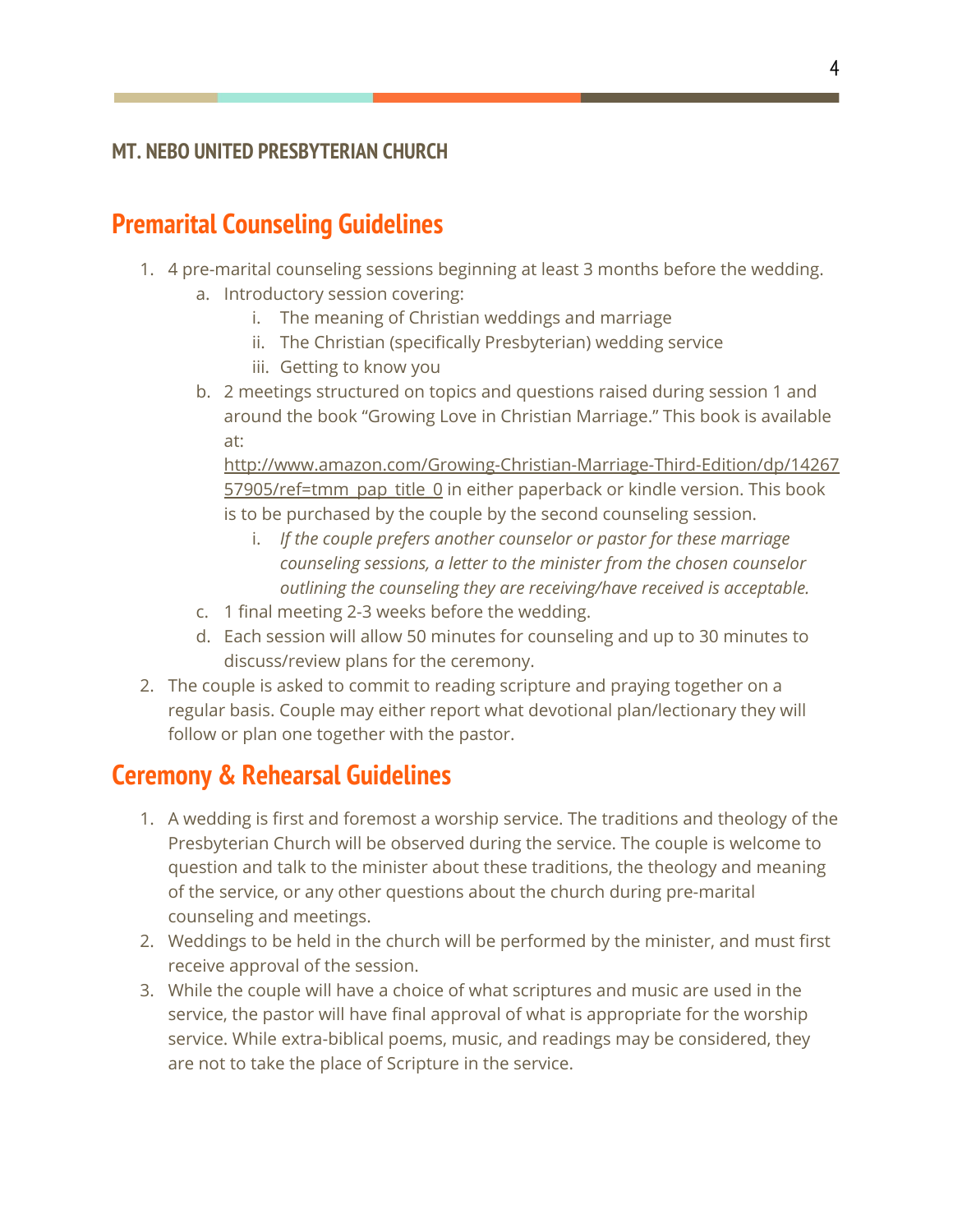**MT. NEBO UNITED PRESBYTERIAN CHURCH**

## Premarital Counseling Guidelines

1. 4 pre-marital counseling sessions beginning at least 3 months before the wedding.
   a. Introductory session covering:
      i. The meaning of Christian weddings and marriage
      ii. The Christian (specifically Presbyterian) wedding service
      iii. Getting to know you
   b. 2 meetings structured on topics and questions raised during session 1 and around the book "Growing Love in Christian Marriage." This book is available at: http://www.amazon.com/Growing-Christian-Marriage-Third-Edition/dp/1426757905/ref=tmm_pap_title_0 in either paperback or kindle version. This book is to be purchased by the couple by the second counseling session.
      i. *If the couple prefers another counselor or pastor for these marriage counseling sessions, a letter to the minister from the chosen counselor outlining the counseling they are receiving/have received is acceptable.*
   c. 1 final meeting 2-3 weeks before the wedding.
   d. Each session will allow 50 minutes for counseling and up to 30 minutes to discuss/review plans for the ceremony.
2. The couple is asked to commit to reading scripture and praying together on a regular basis. Couple may either report what devotional plan/lectionary they will follow or plan one together with the pastor.

## Ceremony & Rehearsal Guidelines

1. A wedding is first and foremost a worship service. The traditions and theology of the Presbyterian Church will be observed during the service. The couple is welcome to question and talk to the minister about these traditions, the theology and meaning of the service, or any other questions about the church during pre-marital counseling and meetings.
2. Weddings to be held in the church will be performed by the minister, and must first receive approval of the session.
3. While the couple will have a choice of what scriptures and music are used in the service, the pastor will have final approval of what is appropriate for the worship service. While extra-biblical poems, music, and readings may be considered, they are not to take the place of Scripture in the service.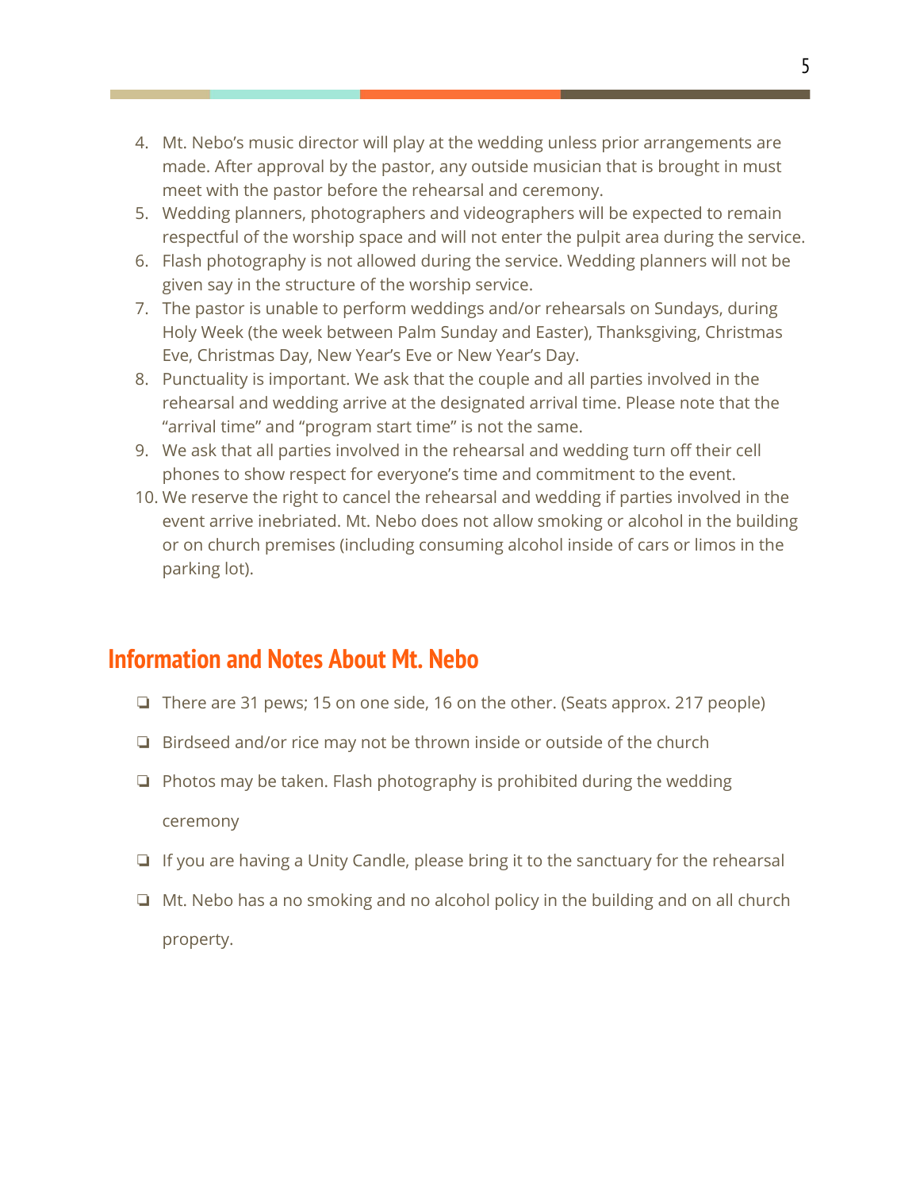4. Mt. Nebo's music director will play at the wedding unless prior arrangements are made. After approval by the pastor, any outside musician that is brought in must meet with the pastor before the rehearsal and ceremony.
5. Wedding planners, photographers and videographers will be expected to remain respectful of the worship space and will not enter the pulpit area during the service.
6. Flash photography is not allowed during the service. Wedding planners will not be given say in the structure of the worship service.
7. The pastor is unable to perform weddings and/or rehearsals on Sundays, during Holy Week (the week between Palm Sunday and Easter), Thanksgiving, Christmas Eve, Christmas Day, New Year's Eve or New Year's Day.
8. Punctuality is important. We ask that the couple and all parties involved in the rehearsal and wedding arrive at the designated arrival time. Please note that the "arrival time" and "program start time" is not the same.
9. We ask that all parties involved in the rehearsal and wedding turn off their cell phones to show respect for everyone's time and commitment to the event.
10. We reserve the right to cancel the rehearsal and wedding if parties involved in the event arrive inebriated. Mt. Nebo does not allow smoking or alcohol in the building or on church premises (including consuming alcohol inside of cars or limos in the parking lot).

## Information and Notes About Mt. Nebo

- There are 31 pews; 15 on one side, 16 on the other. (Seats approx. 217 people)
- Birdseed and/or rice may not be thrown inside or outside of the church
- Photos may be taken. Flash photography is prohibited during the wedding ceremony
- If you are having a Unity Candle, please bring it to the sanctuary for the rehearsal
- Mt. Nebo has a no smoking and no alcohol policy in the building and on all church property.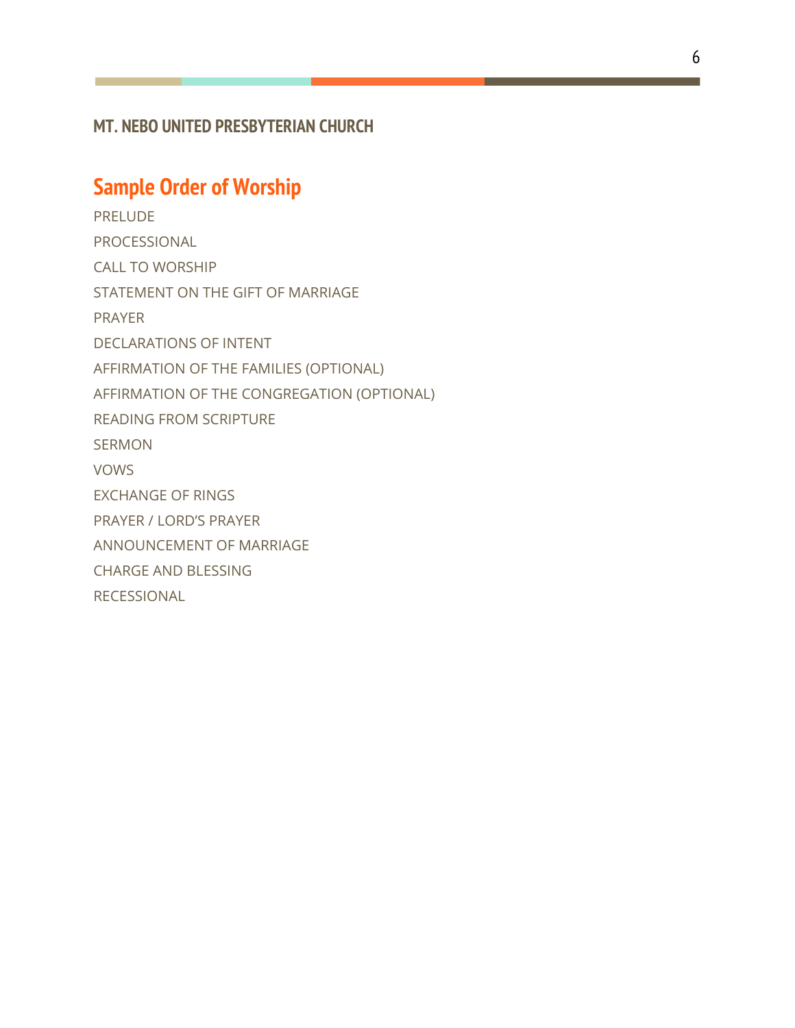## MT. NEBO UNITED PRESBYTERIAN CHURCH

# Sample Order of Worship

PRELUDE

PROCESSIONAL

CALL TO WORSHIP

STATEMENT ON THE GIFT OF MARRIAGE

PRAYER

DECLARATIONS OF INTENT

AFFIRMATION OF THE FAMILIES (OPTIONAL)

AFFIRMATION OF THE CONGREGATION (OPTIONAL)

READING FROM SCRIPTURE

SERMON

VOWS

EXCHANGE OF RINGS

PRAYER / LORD'S PRAYER

ANNOUNCEMENT OF MARRIAGE

CHARGE AND BLESSING

RECESSIONAL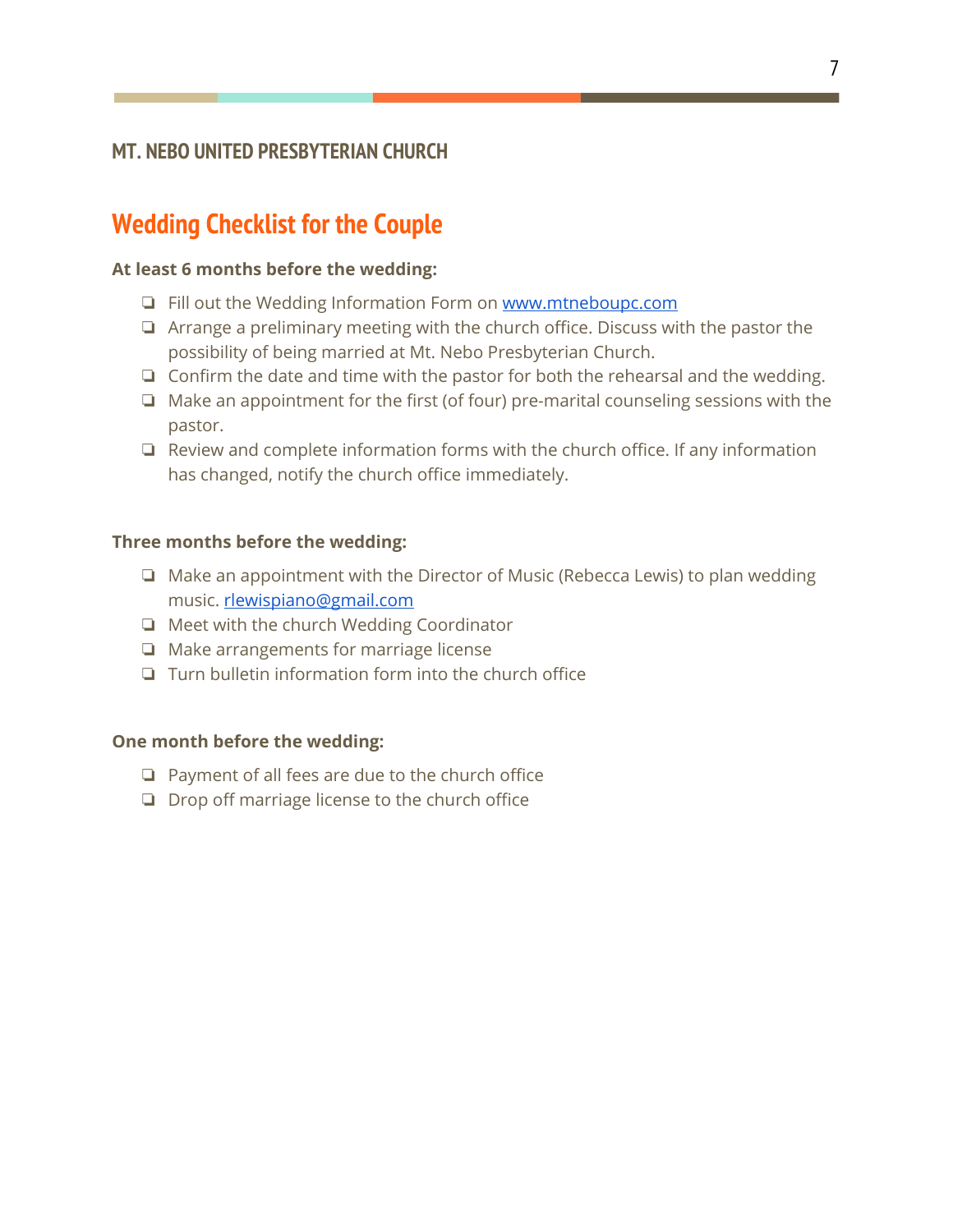## MT. NEBO UNITED PRESBYTERIAN CHURCH

# Wedding Checklist for the Couple

**At least 6 months before the wedding:**

- ❏ Fill out the Wedding Information Form on www.mtneboupc.com
- ❏ Arrange a preliminary meeting with the church office. Discuss with the pastor the possibility of being married at Mt. Nebo Presbyterian Church.
- ❏ Confirm the date and time with the pastor for both the rehearsal and the wedding.
- ❏ Make an appointment for the first (of four) pre-marital counseling sessions with the pastor.
- ❏ Review and complete information forms with the church office. If any information has changed, notify the church office immediately.

**Three months before the wedding:**

- ❏ Make an appointment with the Director of Music (Rebecca Lewis) to plan wedding music. rlewispiano@gmail.com
- ❏ Meet with the church Wedding Coordinator
- ❏ Make arrangements for marriage license
- ❏ Turn bulletin information form into the church office

**One month before the wedding:**

- ❏ Payment of all fees are due to the church office
- ❏ Drop off marriage license to the church office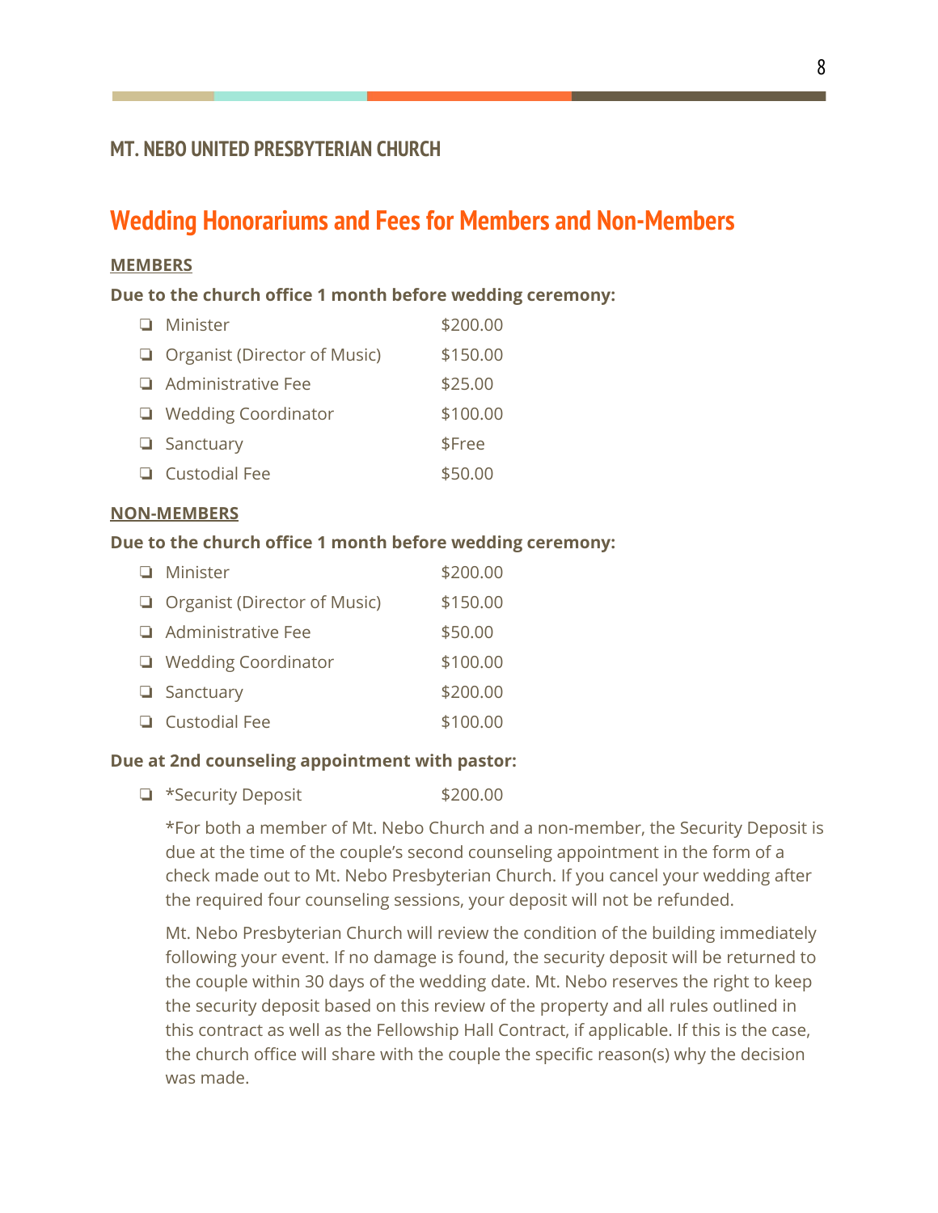MT. NEBO UNITED PRESBYTERIAN CHURCH

# Wedding Honorariums and Fees for Members and Non-Members

**MEMBERS**

**Due to the church office 1 month before wedding ceremony:**

- ❏ Minister $200.00
- ❏ Organist (Director of Music) $150.00
- ❏ Administrative Fee $25.00
- ❏ Wedding Coordinator $100.00
- ❏ Sanctuary $Free
- ❏ Custodial Fee $50.00

**NON-MEMBERS**

**Due to the church office 1 month before wedding ceremony:**

- ❏ Minister $200.00
- ❏ Organist (Director of Music) $150.00
- ❏ Administrative Fee $50.00
- ❏ Wedding Coordinator $100.00
- ❏ Sanctuary $200.00
- ❏ Custodial Fee $100.00

**Due at 2nd counseling appointment with pastor:**

- ❏ *Security Deposit $200.00

*For both a member of Mt. Nebo Church and a non-member, the Security Deposit is due at the time of the couple's second counseling appointment in the form of a check made out to Mt. Nebo Presbyterian Church. If you cancel your wedding after the required four counseling sessions, your deposit will not be refunded.

Mt. Nebo Presbyterian Church will review the condition of the building immediately following your event. If no damage is found, the security deposit will be returned to the couple within 30 days of the wedding date. Mt. Nebo reserves the right to keep the security deposit based on this review of the property and all rules outlined in this contract as well as the Fellowship Hall Contract, if applicable. If this is the case, the church office will share with the couple the specific reason(s) why the decision was made.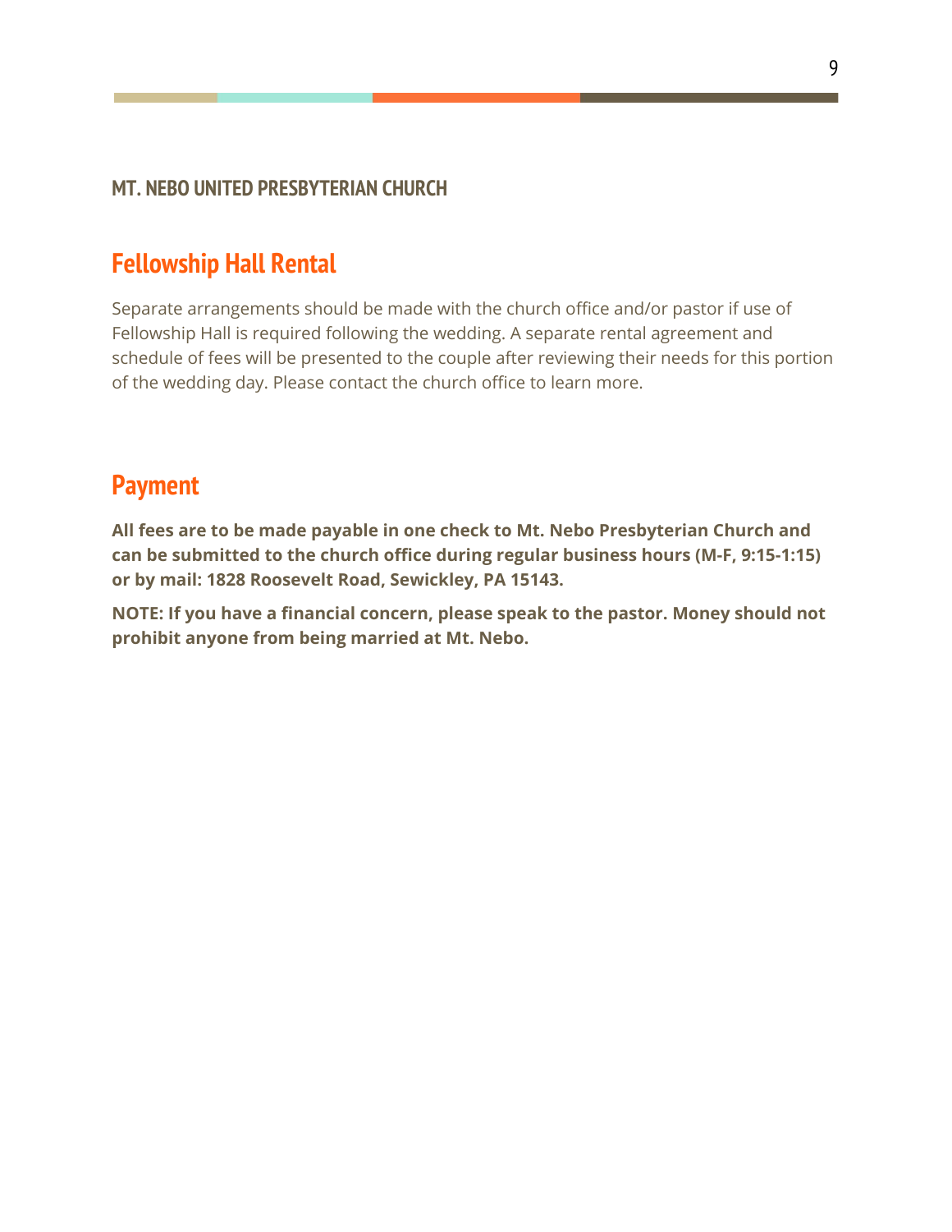## Fellowship Hall Rental

Separate arrangements should be made with the church office and/or pastor if use of Fellowship Hall is required following the wedding. A separate rental agreement and schedule of fees will be presented to the couple after reviewing their needs for this portion of the wedding day. Please contact the church office to learn more.

## Payment

**All fees are to be made payable in one check to Mt. Nebo Presbyterian Church and can be submitted to the church office during regular business hours (M-F, 9:15-1:15) or by mail: 1828 Roosevelt Road, Sewickley, PA 15143.**

**NOTE: If you have a financial concern, please speak to the pastor. Money should not prohibit anyone from being married at Mt. Nebo.**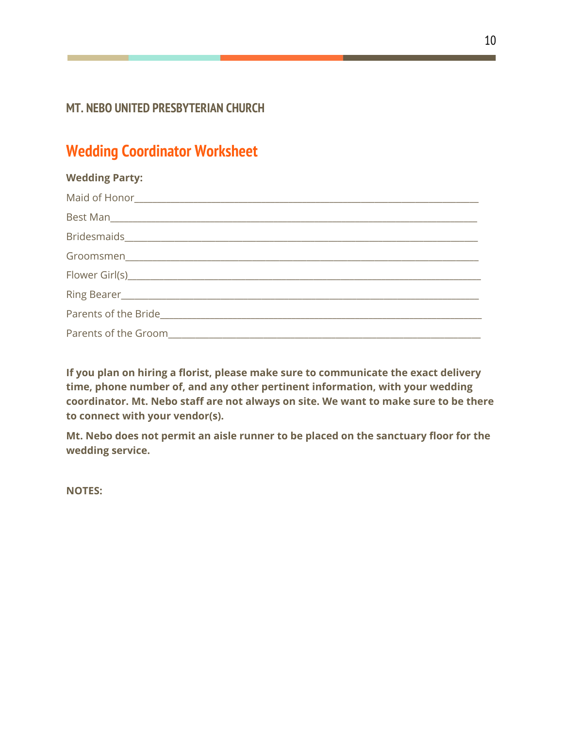**MT. NEBO UNITED PRESBYTERIAN CHURCH**

## Wedding Coordinator Worksheet

**Wedding Party:**

Maid of Honor_______________________________________________________________________

Best Man___________________________________________________________________________

Bridesmaids_________________________________________________________________________

Groomsmen__________________________________________________________________________

Flower Girl(s)_______________________________________________________________________

Ring Bearer_________________________________________________________________________

Parents of the Bride__________________________________________________________________

Parents of the Groom_________________________________________________________________

**If you plan on hiring a florist, please make sure to communicate the exact delivery time, phone number of, and any other pertinent information, with your wedding coordinator. Mt. Nebo staff are not always on site. We want to make sure to be there to connect with your vendor(s).**

**Mt. Nebo does not permit an aisle runner to be placed on the sanctuary floor for the wedding service.**

**NOTES:**